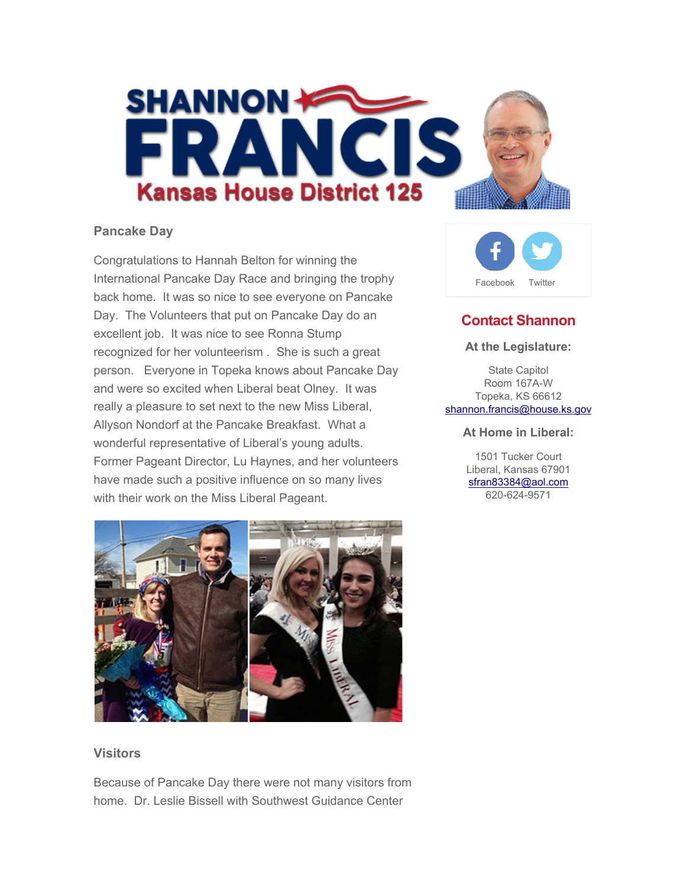# SHANNON FRANCIS

## Kansas House District 125

### Pancake Day

Congratulations to Hannah Belton for winning the International Pancake Day Race and bringing the trophy back home. It was so nice to see everyone on Pancake Day. The Volunteers that put on Pancake Day do an excellent job. It was nice to see Ronna Stump recognized for her volunteerism . She is such a great person. Everyone in Topeka knows about Pancake Day and were so excited when Liberal beat Olney. It was really a pleasure to set next to the new Miss Liberal, Allyson Nondorf at the Pancake Breakfast. What a wonderful representative of Liberal's young adults. Former Pageant Director, Lu Haynes, and her volunteers have made such a positive influence on so many lives with their work on the Miss Liberal Pageant.

### Visitors

Because of Pancake Day there were not many visitors from home. Dr. Leslie Bissell with Southwest Guidance Center

Facebook Twitter

## Contact Shannon

**At the Legislature:**

State Capitol
Room 167A-W
Topeka, KS 66612
shannon.francis@house.ks.gov

**At Home in Liberal:**

1501 Tucker Court
Liberal, Kansas 67901
sfran83384@aol.com
620-624-9571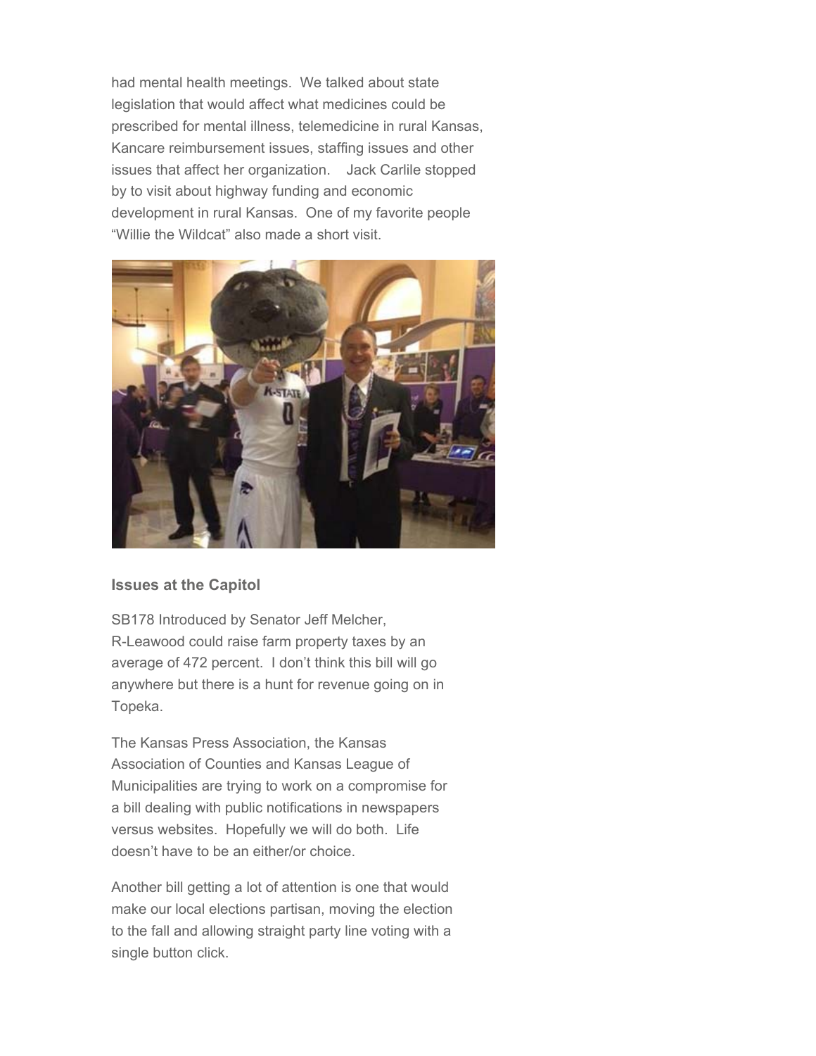had mental health meetings. We talked about state legislation that would affect what medicines could be prescribed for mental illness, telemedicine in rural Kansas, Kancare reimbursement issues, staffing issues and other issues that affect her organization. Jack Carlile stopped by to visit about highway funding and economic development in rural Kansas. One of my favorite people "Willie the Wildcat" also made a short visit.

**Issues at the Capitol**

SB178 Introduced by Senator Jeff Melcher, R-Leawood could raise farm property taxes by an average of 472 percent. I don't think this bill will go anywhere but there is a hunt for revenue going on in Topeka.

The Kansas Press Association, the Kansas Association of Counties and Kansas League of Municipalities are trying to work on a compromise for a bill dealing with public notifications in newspapers versus websites. Hopefully we will do both. Life doesn't have to be an either/or choice.

Another bill getting a lot of attention is one that would make our local elections partisan, moving the election to the fall and allowing straight party line voting with a single button click.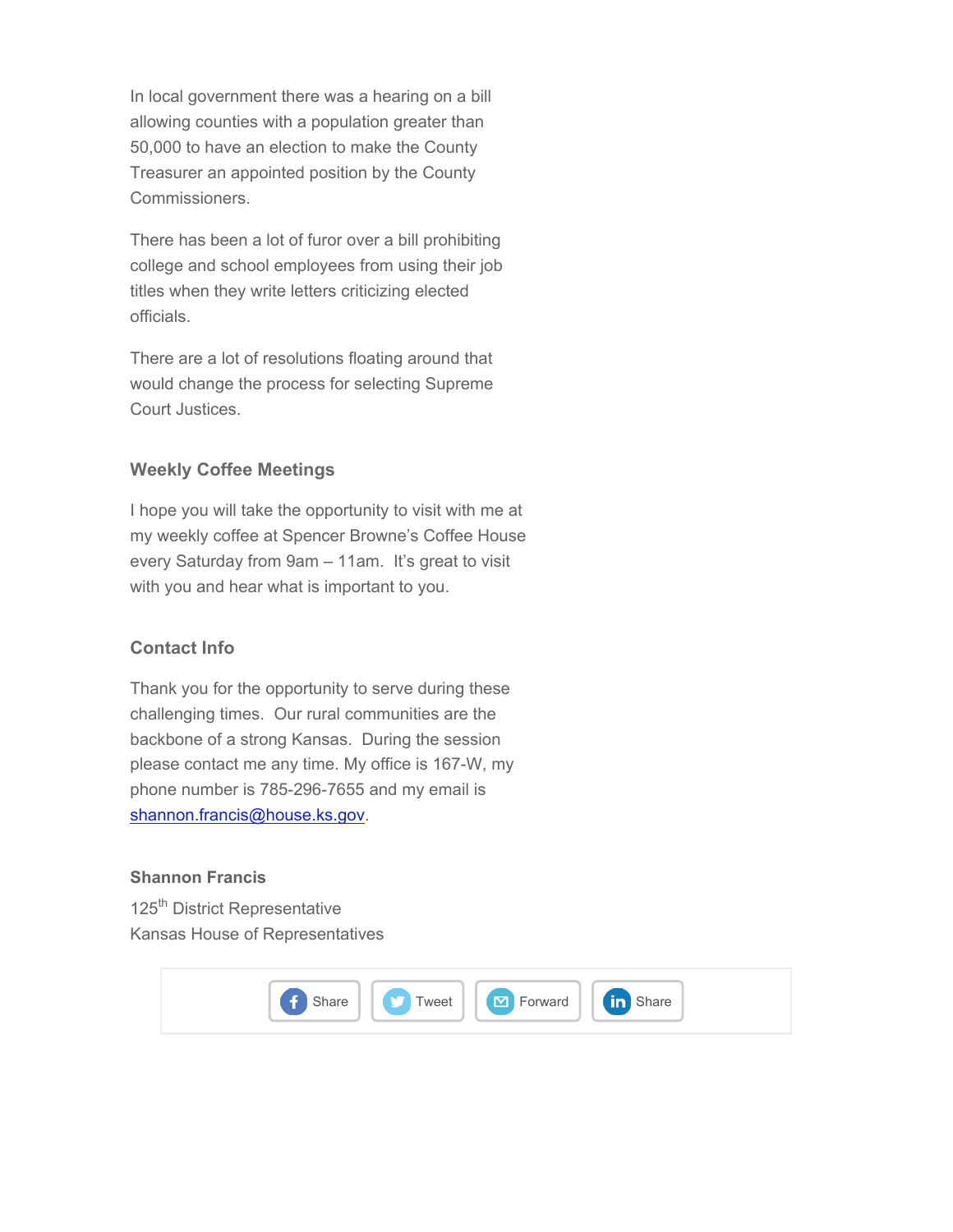In local government there was a hearing on a bill allowing counties with a population greater than 50,000 to have an election to make the County Treasurer an appointed position by the County Commissioners.

There has been a lot of furor over a bill prohibiting college and school employees from using their job titles when they write letters criticizing elected officials.

There are a lot of resolutions floating around that would change the process for selecting Supreme Court Justices.

### Weekly Coffee Meetings

I hope you will take the opportunity to visit with me at my weekly coffee at Spencer Browne's Coffee House every Saturday from 9am – 11am. It's great to visit with you and hear what is important to you.

### Contact Info

Thank you for the opportunity to serve during these challenging times. Our rural communities are the backbone of a strong Kansas. During the session please contact me any time. My office is 167-W, my phone number is 785-296-7655 and my email is shannon.francis@house.ks.gov.

**Shannon Francis**

125th District Representative
Kansas House of Representatives

Share Tweet Forward Share